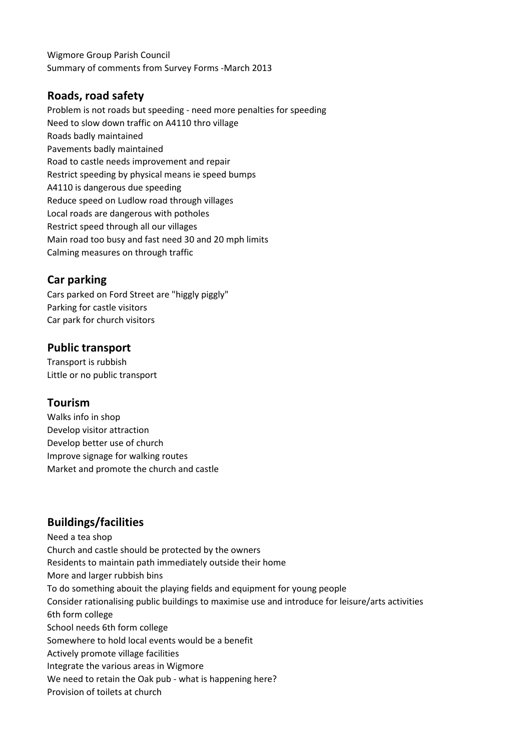Wigmore Group Parish Council
Summary of comments from Survey Forms -March 2013

## Roads, road safety

Problem is not roads but speeding - need more penalties for speeding
Need to slow down traffic on A4110 thro village
Roads badly maintained
Pavements badly maintained
Road to castle needs improvement and repair
Restrict speeding by physical means ie speed bumps
A4110 is dangerous due speeding
Reduce speed on Ludlow road through villages
Local roads are dangerous with potholes
Restrict speed through all our villages
Main road too busy and fast need 30 and 20 mph limits
Calming measures on through traffic

## Car parking

Cars parked on Ford Street are "higgly piggly"
Parking for castle visitors
Car park for church visitors

## Public transport

Transport is rubbish
Little or no public transport

## Tourism

Walks info in shop
Develop visitor attraction
Develop better use of church
Improve signage for walking routes
Market and promote the church and castle

## Buildings/facilities

Need a tea shop
Church and castle should be protected by the owners
Residents to maintain path immediately outside their home
More and larger rubbish bins
To do something abouit the playing fields and equipment for young people
Consider rationalising public buildings to maximise use and introduce for leisure/arts activities
6th form college
School needs 6th form college
Somewhere to hold local events would be a benefit
Actively promote village facilities
Integrate the various areas in Wigmore
We need to retain the Oak pub - what is happening here?
Provision of toilets at church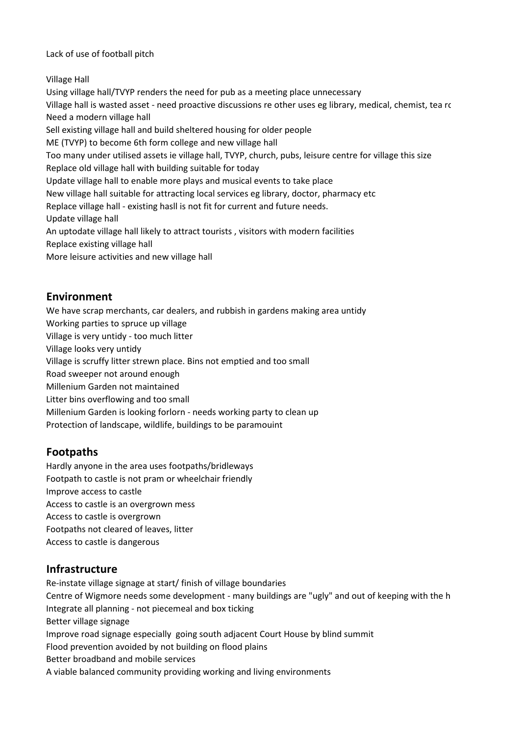Lack of use of football pitch

Village Hall

Using village hall/TVYP renders the need for pub as a meeting place unnecessary
Village hall is wasted asset - need proactive discussions re other uses eg library, medical, chemist, tea rc
Need a modern village hall
Sell existing village hall and build sheltered housing for older people
ME (TVYP) to become 6th form college and new village hall
Too many under utilised assets ie village hall, TVYP, church, pubs, leisure centre for village this size
Replace old village hall with building suitable for today
Update village hall to enable more plays and musical events to take place
New village hall suitable for attracting local services eg library, doctor, pharmacy etc
Replace village hall - existing hasll is not fit for current and future needs.
Update village hall
An uptodate village hall likely to attract tourists , visitors with modern facilities
Replace existing village hall
More leisure activities and new village hall

## Environment

We have scrap merchants, car dealers, and rubbish in gardens making area untidy
Working parties to spruce up village
Village is very untidy - too much litter
Village looks very untidy
Village is scruffy litter strewn place. Bins not emptied and too small
Road sweeper not around enough
Millenium Garden not maintained
Litter bins overflowing and too small
Millenium Garden is looking forlorn - needs working party to clean up
Protection of landscape, wildlife, buildings to be paramouint

## Footpaths

Hardly anyone in the area uses footpaths/bridleways
Footpath to castle is not pram or wheelchair friendly
Improve access to castle
Access to castle is an overgrown mess
Access to castle is overgrown
Footpaths not cleared of leaves, litter
Access to castle is dangerous

## Infrastructure

Re-instate village signage at start/ finish of village boundaries
Centre of Wigmore needs some development - many buildings are "ugly" and out of keeping with the h
Integrate all planning - not piecemeal and box ticking
Better village signage
Improve road signage especially going south adjacent Court House by blind summit
Flood prevention avoided by not building on flood plains
Better broadband and mobile services
A viable balanced community providing working and living environments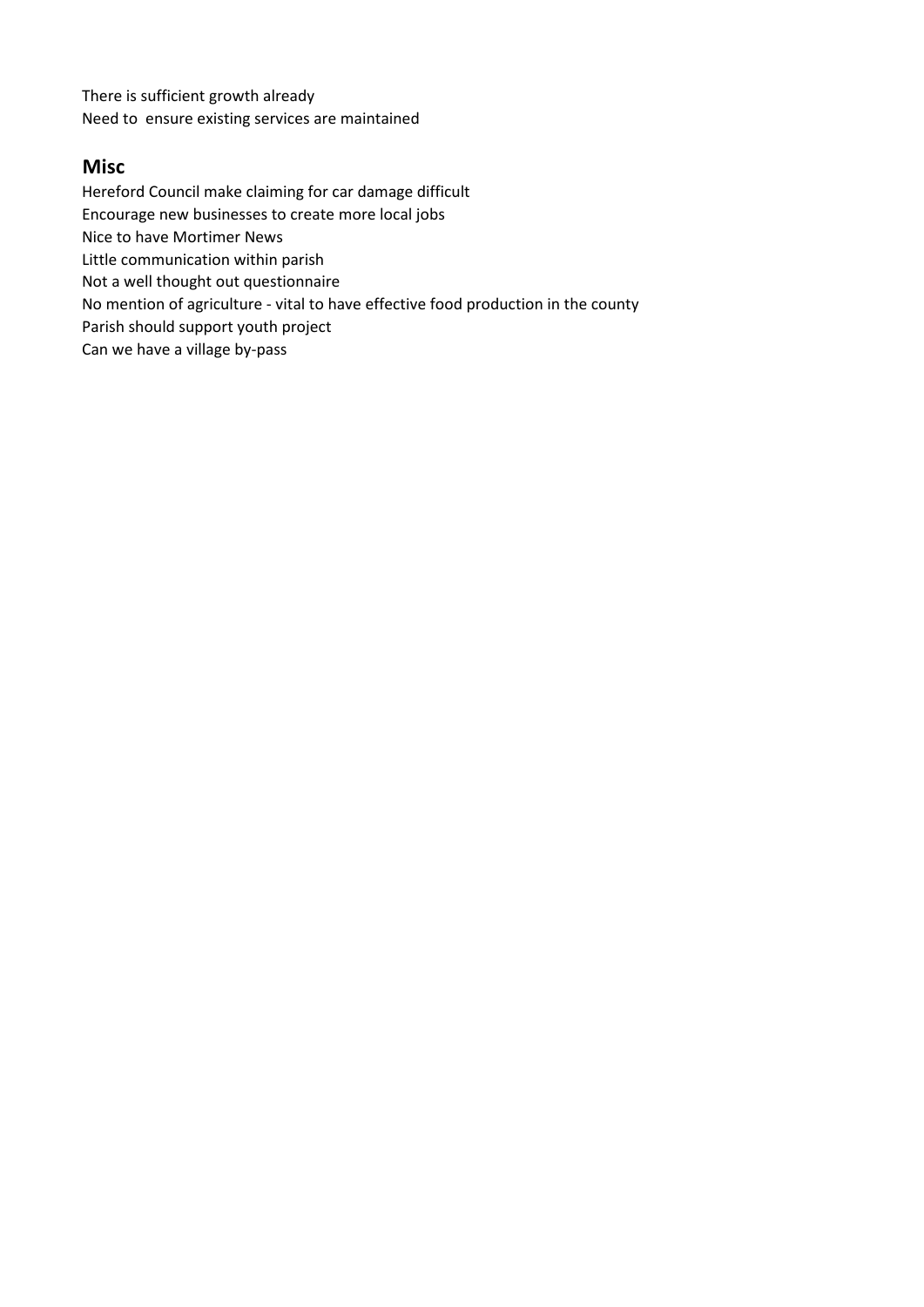There is sufficient growth already
Need to ensure existing services are maintained

## Misc

Hereford Council make claiming for car damage difficult
Encourage new businesses to create more local jobs
Nice to have Mortimer News
Little communication within parish
Not a well thought out questionnaire
No mention of agriculture - vital to have effective food production in the county
Parish should support youth project
Can we have a village by-pass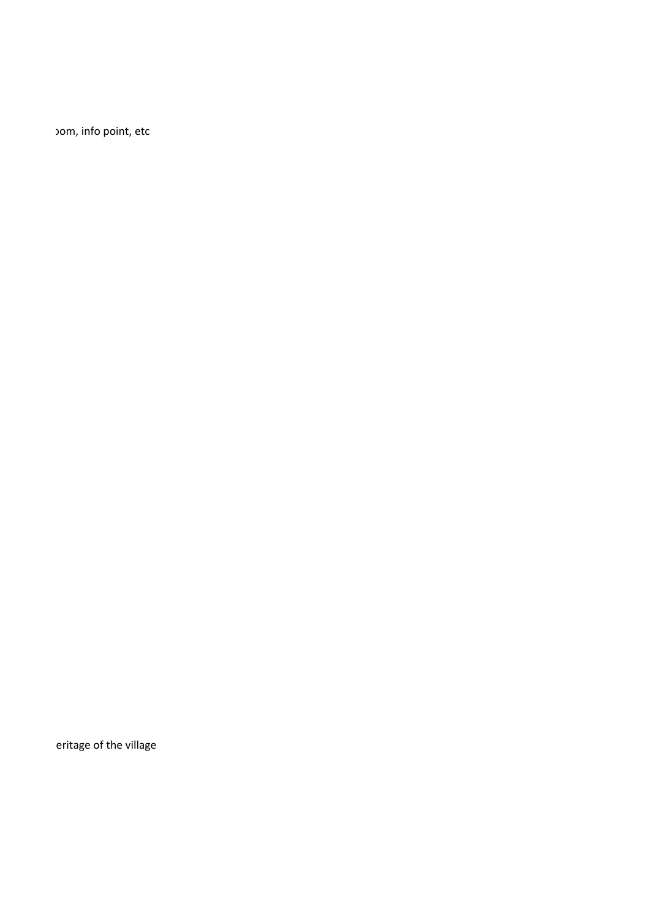oom, info point, etc

eritage of the village